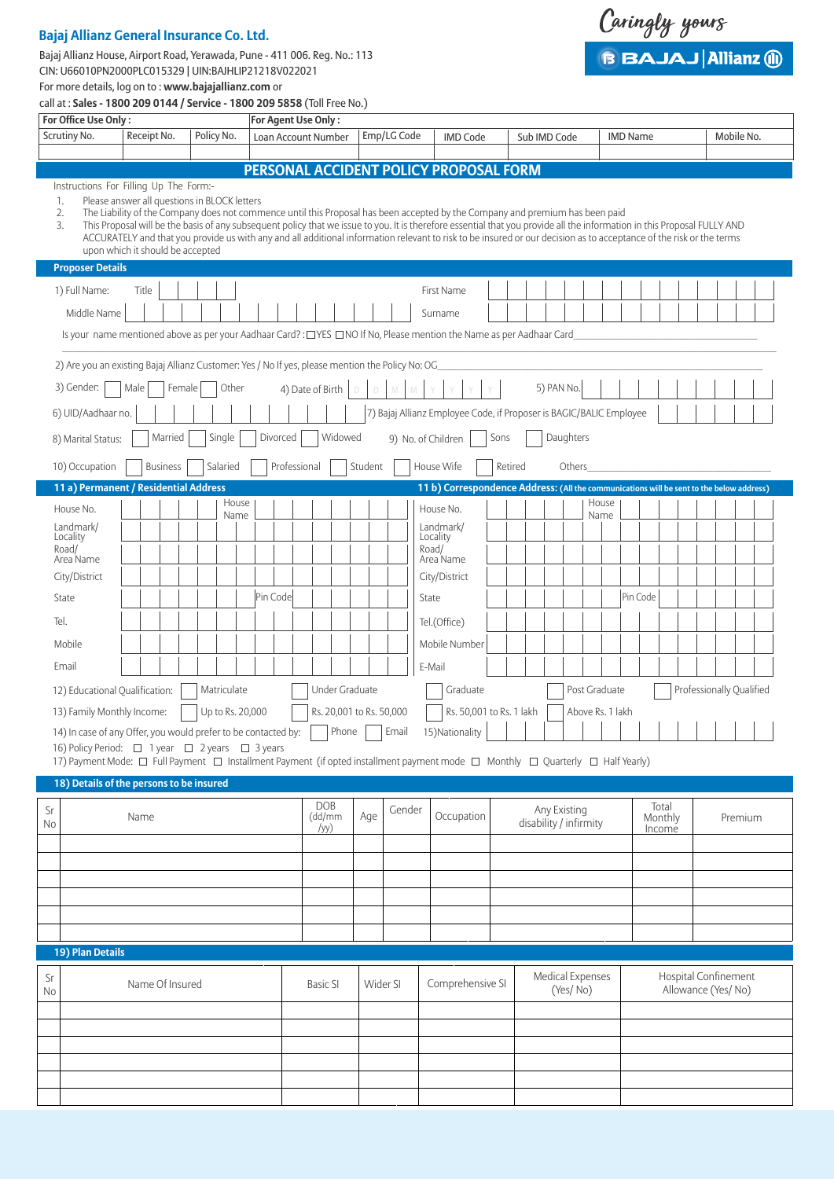**Bajaj Allianz General Insurance Co. Ltd.**

Bajaj Allianz House, Airport Road, Yerawada, Pune - 411 006. Reg. No.: 113
CIN: U66010PN2000PLC015329 | UIN:BAJHLIP21218V022021
For more details, log on to : **www.bajajallianz.com** or
call at : **Sales - 1800 209 0144 / Service - 1800 209 5858** (Toll Free No.)

Caringly yours
BAJAJ | Allianz

| For Office Use Only : | | | For Agent Use Only : | | | | | |
|---|---|---|---|---|---|---|---|---|
| Scrutiny No. | Receipt No. | Policy No. | Loan Account Number | Emp/LG Code | IMD Code | Sub IMD Code | IMD Name | Mobile No. |
| | | | | | | | | |

## PERSONAL ACCIDENT POLICY PROPOSAL FORM

Instructions For Filling Up The Form:-

1. Please answer all questions in BLOCK letters
2. The Liability of the Company does not commence until this Proposal has been accepted by the Company and premium has been paid
3. This Proposal will be the basis of any subsequent policy that we issue to you. It is therefore essential that you provide all the information in this Proposal FULLY AND ACCURATELY and that you provide us with any and all additional information relevant to risk to be insured or our decision as to acceptance of the risk or the terms upon which it should be accepted

### Proposer Details

1) Full Name: Title ____ First Name ____
Middle Name ____ Surname ____

Is your name mentioned above as per your Aadhaar Card? : ☐YES ☐NO If No, Please mention the Name as per Aadhaar Card____

2) Are you an existing Bajaj Allianz Customer: Yes / No If yes, please mention the Policy No: OG____

3) Gender: ☐ Male ☐ Female ☐ Other 4) Date of Birth D D M M Y Y Y Y 5) PAN No. ____

6) UID/Aadhaar no. ____ 7) Bajaj Allianz Employee Code, if Proposer is BAGIC/BALIC Employee ____

8) Marital Status: ☐ Married ☐ Single ☐ Divorced ☐ Widowed 9) No. of Children ☐ Sons ☐ Daughters

10) Occupation ☐ Business ☐ Salaried ☐ Professional ☐ Student ☐ House Wife ☐ Retired Others____

### 11 a) Permanent / Residential Address

House No. ____ House Name ____
Landmark/ Locality ____
Road/ Area Name ____
City/District ____
State ____ Pin Code ____
Tel. ____
Mobile ____
Email ____

### 11 b) Correspondence Address: (All the communications will be sent to the below address)

House No. ____ House Name ____
Landmark/ Locality ____
Road/ Area Name ____
City/District ____
State ____ Pin Code ____
Tel.(Office) ____
Mobile Number ____
E-Mail ____

12) Educational Qualification: ☐ Matriculate ☐ Under Graduate ☐ Graduate ☐ Post Graduate ☐ Professionally Qualified

13) Family Monthly Income: ☐ Up to Rs. 20,000 ☐ Rs. 20,001 to Rs. 50,000 ☐ Rs. 50,001 to Rs. 1 lakh ☐ Above Rs. 1 lakh

14) In case of any Offer, you would prefer to be contacted by: ☐ Phone ☐ Email 15)Nationality ____

16) Policy Period: ☐ 1 year ☐ 2 years ☐ 3 years

17) Payment Mode: ☐ Full Payment ☐ Installment Payment (if opted installment payment mode ☐ Monthly ☐ Quarterly ☐ Half Yearly)

### 18) Details of the persons to be insured

| Sr No | Name | DOB (dd/mm/yy) | Age | Gender | Occupation | Any Existing disability / infirmity | Total Monthly Income | Premium |
|---|---|---|---|---|---|---|---|---|
| | | | | | | | | |
| | | | | | | | | |
| | | | | | | | | |
| | | | | | | | | |
| | | | | | | | | |
| | | | | | | | | |

### 19) Plan Details

| Sr No | Name Of Insured | Basic SI | Wider SI | Comprehensive SI | Medical Expenses (Yes/ No) | Hospital Confinement Allowance (Yes/ No) |
|---|---|---|---|---|---|---|
| | | | | | | |
| | | | | | | |
| | | | | | | |
| | | | | | | |
| | | | | | | |
| | | | | | | |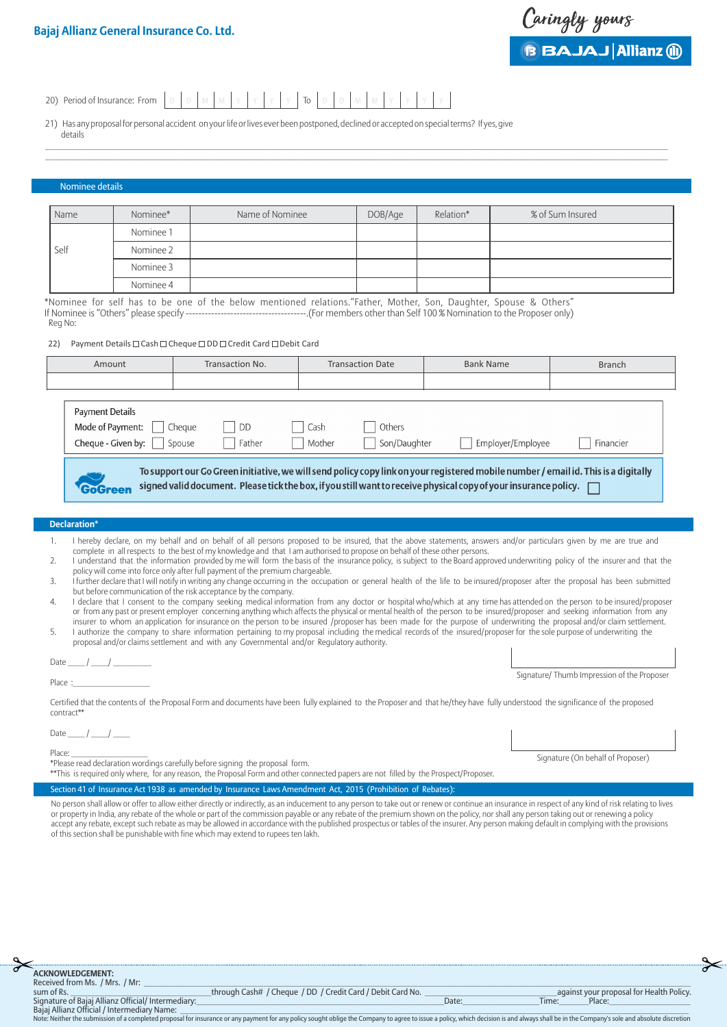Bajaj Allianz General Insurance Co. Ltd.

Caringly yours

20) Period of Insurance: From D D M M Y Y Y Y To D D M M Y Y Y Y

21) Has any proposal for personal accident on your life or lives ever been postponed, declined or accepted on special terms? If yes, give details

______________________________________________________________________________

______________________________________________________________________________

## Nominee details

| Name | Nominee* | Name of Nominee | DOB/Age | Relation* | % of Sum Insured |
|---|---|---|---|---|---|
| Self | Nominee 1 | | | | |
| | Nominee 2 | | | | |
| | Nominee 3 | | | | |
| | Nominee 4 | | | | |

*Nominee for self has to be one of the below mentioned relations."Father, Mother, Son, Daughter, Spouse & Others"
If Nominee is "Others" please specify --------------------------------------.(For members other than Self 100 % Nomination to the Proposer only)
Reg No:

22) Payment Details ☐ Cash ☐ Cheque ☐ DD ☐ Credit Card ☐ Debit Card

| Amount | Transaction No. | Transaction Date | Bank Name | Branch |
|---|---|---|---|---|
| | | | | |

Payment Details
Mode of Payment: ☐ Cheque ☐ DD ☐ Cash ☐ Others
Cheque - Given by: ☐ Spouse ☐ Father ☐ Mother ☐ Son/Daughter ☐ Employer/Employee ☐ Financier

GoGreen **To support our Go Green initiative, we will send policy copy link on your registered mobile number / email id. This is a digitally signed valid document. Please tick the box, if you still want to receive physical copy of your insurance policy.** ☐

## Declaration*

1. I hereby declare, on my behalf and on behalf of all persons proposed to be insured, that the above statements, answers and/or particulars given by me are true and complete in all respects to the best of my knowledge and that I am authorised to propose on behalf of these other persons.
2. I understand that the information provided by me will form the basis of the insurance policy, is subject to the Board approved underwriting policy of the insurer and that the policy will come into force only after full payment of the premium chargeable.
3. I further declare that I will notify in writing any change occurring in the occupation or general health of the life to be insured/proposer after the proposal has been submitted but before communication of the risk acceptance by the company.
4. I declare that I consent to the company seeking medical information from any doctor or hospital who/which at any time has attended on the person to be insured/proposer or from any past or present employer concerning anything which affects the physical or mental health of the person to be insured/proposer and seeking information from any insurer to whom an application for insurance on the person to be insured /proposer has been made for the purpose of underwriting the proposal and/or claim settlement.
5. I authorize the company to share information pertaining to my proposal including the medical records of the insured/proposer for the sole purpose of underwriting the proposal and/or claims settlement and with any Governmental and/or Regulatory authority.

Date ____/ ____/ _________

Place :_________________

Signature/ Thumb Impression of the Proposer

Certified that the contents of the Proposal Form and documents have been fully explained to the Proposer and that he/they have fully understood the significance of the proposed contract**

Date ____/ ____/ ____

Place: _________________

Signature (On behalf of Proposer)

*Please read declaration wordings carefully before signing the proposal form.
**This is required only where, for any reason, the Proposal Form and other connected papers are not filled by the Prospect/Proposer.

## Section 41 of Insurance Act 1938 as amended by Insurance Laws Amendment Act, 2015 (Prohibition of Rebates):

No person shall allow or offer to allow either directly or indirectly, as an inducement to any person to take out or renew or continue an insurance in respect of any kind of risk relating to lives or property in India, any rebate of the whole or part of the commission payable or any rebate of the premium shown on the policy, nor shall any person taking out or renewing a policy accept any rebate, except such rebate as may be allowed in accordance with the published prospectus or tables of the insurer. Any person making default in complying with the provisions of this section shall be punishable with fine which may extend to rupees ten lakh.

**ACKNOWLEDGEMENT:**
Received from Ms. / Mrs. / Mr: ______________________________________________
sum of Rs. _______________ through Cash# / Cheque / DD / Credit Card / Debit Card No. _______________ against your proposal for Health Policy.
Signature of Bajaj Allianz Official/ Intermediary: _______________ Date: _______________ Time: _______ Place: _______
Bajaj Allianz Official / Intermediary Name: ______________________________________________
Note: Neither the submission of a completed proposal for insurance or any payment for any policy sought oblige the Company to agree to issue a policy, which decision is and always shall be in the Company's sole and absolute discretion